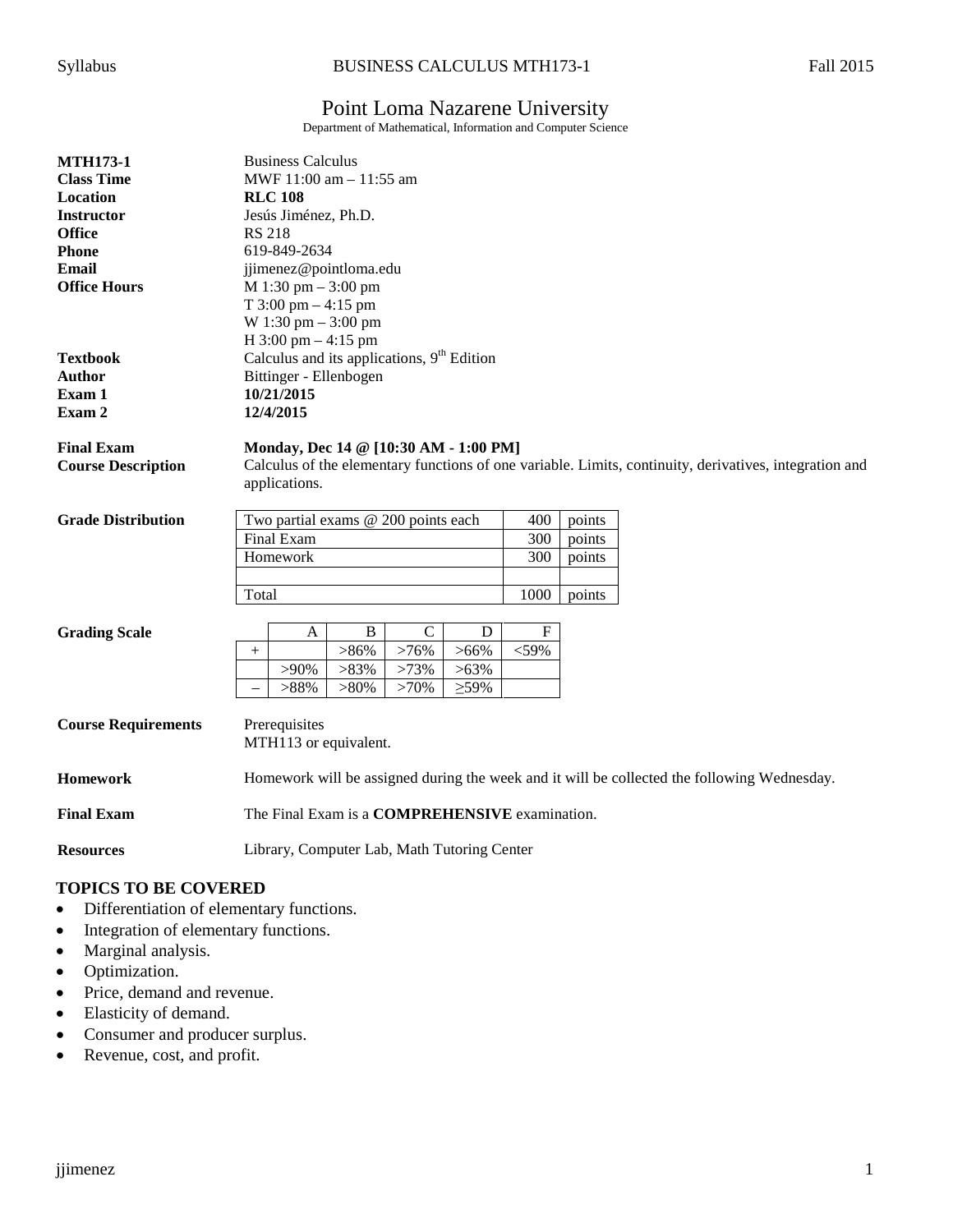# Point Loma Nazarene University

Department of Mathematical, Information and Computer Science

| | |
|---|---|
| **MTH173-1** | Business Calculus |
| **Class Time** | MWF 11:00 am – 11:55 am |
| **Location** | **RLC 108** |
| **Instructor** | Jesús Jiménez, Ph.D. |
| **Office** | RS 218 |
| **Phone** | 619-849-2634 |
| **Email** | jjimenez@pointloma.edu |
| **Office Hours** | M 1:30 pm – 3:00 pm<br>T 3:00 pm – 4:15 pm<br>W 1:30 pm – 3:00 pm<br>H 3:00 pm – 4:15 pm |
| **Textbook** | Calculus and its applications, 9th Edition |
| **Author** | Bittinger - Ellenbogen |
| **Exam 1** | **10/21/2015** |
| **Exam 2** | **12/4/2015** |
| **Final Exam** | **Monday, Dec 14 @ [10:30 AM - 1:00 PM]** |
| **Course Description** | Calculus of the elementary functions of one variable. Limits, continuity, derivatives, integration and applications. |

**Grade Distribution**

| Item | Points | |
|---|---|---|
| Two partial exams @ 200 points each | 400 | points |
| Final Exam | 300 | points |
| Homework | 300 | points |
| | | |
| Total | 1000 | points |

**Grading Scale**

| | A | B | C | D | F |
|---|---|---|---|---|---|
| + | | >86% | >76% | >66% | <59% |
| | >90% | >83% | >73% | >63% | |
| – | >88% | >80% | >70% | ≥59% | |

**Course Requirements** Prerequisites
MTH113 or equivalent.

**Homework** Homework will be assigned during the week and it will be collected the following Wednesday.

**Final Exam** The Final Exam is a **COMPREHENSIVE** examination.

**Resources** Library, Computer Lab, Math Tutoring Center

## TOPICS TO BE COVERED

- Differentiation of elementary functions.
- Integration of elementary functions.
- Marginal analysis.
- Optimization.
- Price, demand and revenue.
- Elasticity of demand.
- Consumer and producer surplus.
- Revenue, cost, and profit.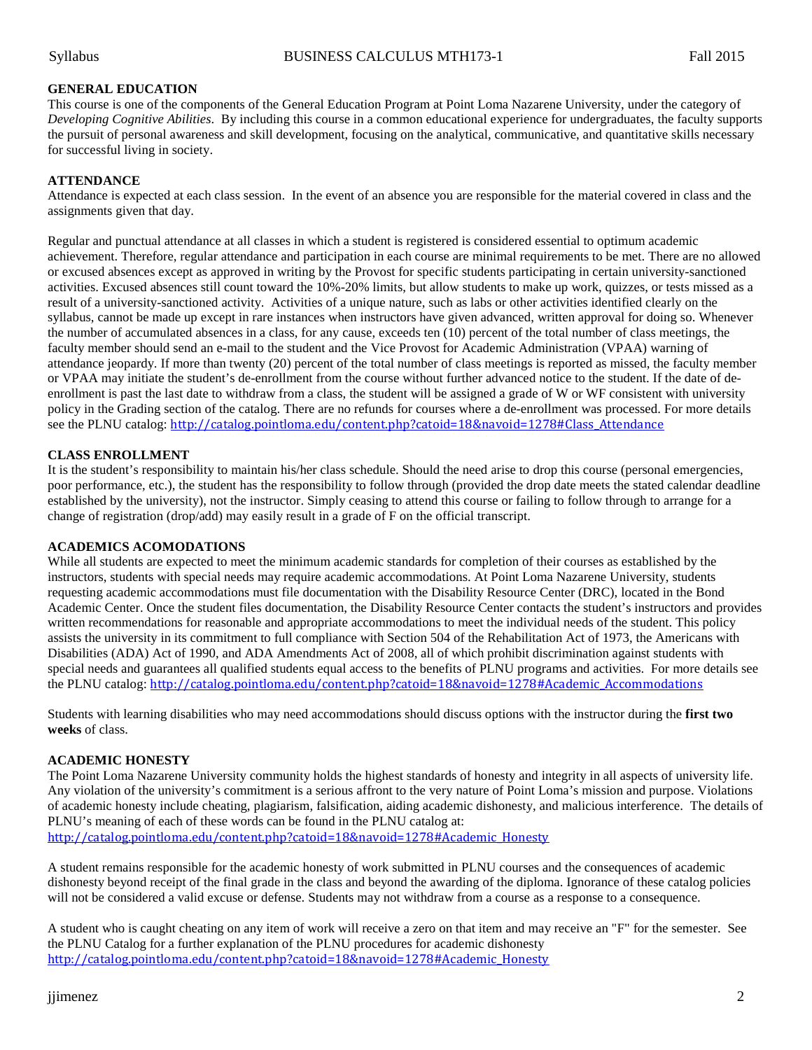## GENERAL EDUCATION

This course is one of the components of the General Education Program at Point Loma Nazarene University, under the category of *Developing Cognitive Abilities*. By including this course in a common educational experience for undergraduates, the faculty supports the pursuit of personal awareness and skill development, focusing on the analytical, communicative, and quantitative skills necessary for successful living in society.

## ATTENDANCE

Attendance is expected at each class session. In the event of an absence you are responsible for the material covered in class and the assignments given that day.

Regular and punctual attendance at all classes in which a student is registered is considered essential to optimum academic achievement. Therefore, regular attendance and participation in each course are minimal requirements to be met. There are no allowed or excused absences except as approved in writing by the Provost for specific students participating in certain university-sanctioned activities. Excused absences still count toward the 10%-20% limits, but allow students to make up work, quizzes, or tests missed as a result of a university-sanctioned activity. Activities of a unique nature, such as labs or other activities identified clearly on the syllabus, cannot be made up except in rare instances when instructors have given advanced, written approval for doing so. Whenever the number of accumulated absences in a class, for any cause, exceeds ten (10) percent of the total number of class meetings, the faculty member should send an e-mail to the student and the Vice Provost for Academic Administration (VPAA) warning of attendance jeopardy. If more than twenty (20) percent of the total number of class meetings is reported as missed, the faculty member or VPAA may initiate the student's de-enrollment from the course without further advanced notice to the student. If the date of de-enrollment is past the last date to withdraw from a class, the student will be assigned a grade of W or WF consistent with university policy in the Grading section of the catalog. There are no refunds for courses where a de-enrollment was processed. For more details see the PLNU catalog: http://catalog.pointloma.edu/content.php?catoid=18&navoid=1278#Class_Attendance

## CLASS ENROLLMENT

It is the student's responsibility to maintain his/her class schedule. Should the need arise to drop this course (personal emergencies, poor performance, etc.), the student has the responsibility to follow through (provided the drop date meets the stated calendar deadline established by the university), not the instructor. Simply ceasing to attend this course or failing to follow through to arrange for a change of registration (drop/add) may easily result in a grade of F on the official transcript.

## ACADEMICS ACOMODATIONS

While all students are expected to meet the minimum academic standards for completion of their courses as established by the instructors, students with special needs may require academic accommodations. At Point Loma Nazarene University, students requesting academic accommodations must file documentation with the Disability Resource Center (DRC), located in the Bond Academic Center. Once the student files documentation, the Disability Resource Center contacts the student's instructors and provides written recommendations for reasonable and appropriate accommodations to meet the individual needs of the student. This policy assists the university in its commitment to full compliance with Section 504 of the Rehabilitation Act of 1973, the Americans with Disabilities (ADA) Act of 1990, and ADA Amendments Act of 2008, all of which prohibit discrimination against students with special needs and guarantees all qualified students equal access to the benefits of PLNU programs and activities. For more details see the PLNU catalog: http://catalog.pointloma.edu/content.php?catoid=18&navoid=1278#Academic_Accommodations

Students with learning disabilities who may need accommodations should discuss options with the instructor during the **first two weeks** of class.

## ACADEMIC HONESTY

The Point Loma Nazarene University community holds the highest standards of honesty and integrity in all aspects of university life. Any violation of the university's commitment is a serious affront to the very nature of Point Loma's mission and purpose. Violations of academic honesty include cheating, plagiarism, falsification, aiding academic dishonesty, and malicious interference. The details of PLNU's meaning of each of these words can be found in the PLNU catalog at: http://catalog.pointloma.edu/content.php?catoid=18&navoid=1278#Academic_Honesty

A student remains responsible for the academic honesty of work submitted in PLNU courses and the consequences of academic dishonesty beyond receipt of the final grade in the class and beyond the awarding of the diploma. Ignorance of these catalog policies will not be considered a valid excuse or defense. Students may not withdraw from a course as a response to a consequence.

A student who is caught cheating on any item of work will receive a zero on that item and may receive an "F" for the semester. See the PLNU Catalog for a further explanation of the PLNU procedures for academic dishonesty http://catalog.pointloma.edu/content.php?catoid=18&navoid=1278#Academic_Honesty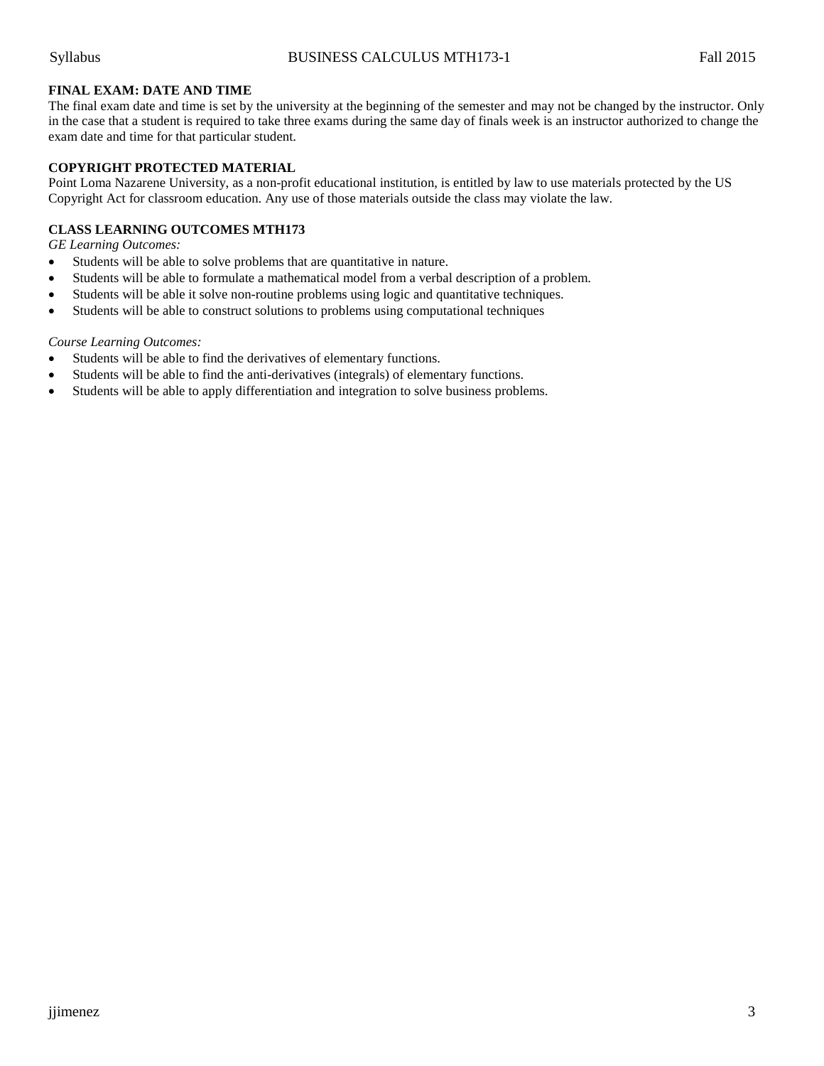**FINAL EXAM: DATE AND TIME**

The final exam date and time is set by the university at the beginning of the semester and may not be changed by the instructor. Only in the case that a student is required to take three exams during the same day of finals week is an instructor authorized to change the exam date and time for that particular student.

**COPYRIGHT PROTECTED MATERIAL**

Point Loma Nazarene University, as a non-profit educational institution, is entitled by law to use materials protected by the US Copyright Act for classroom education. Any use of those materials outside the class may violate the law.

**CLASS LEARNING OUTCOMES MTH173**

*GE Learning Outcomes:*

- Students will be able to solve problems that are quantitative in nature.
- Students will be able to formulate a mathematical model from a verbal description of a problem.
- Students will be able it solve non-routine problems using logic and quantitative techniques.
- Students will be able to construct solutions to problems using computational techniques

*Course Learning Outcomes:*

- Students will be able to find the derivatives of elementary functions.
- Students will be able to find the anti-derivatives (integrals) of elementary functions.
- Students will be able to apply differentiation and integration to solve business problems.